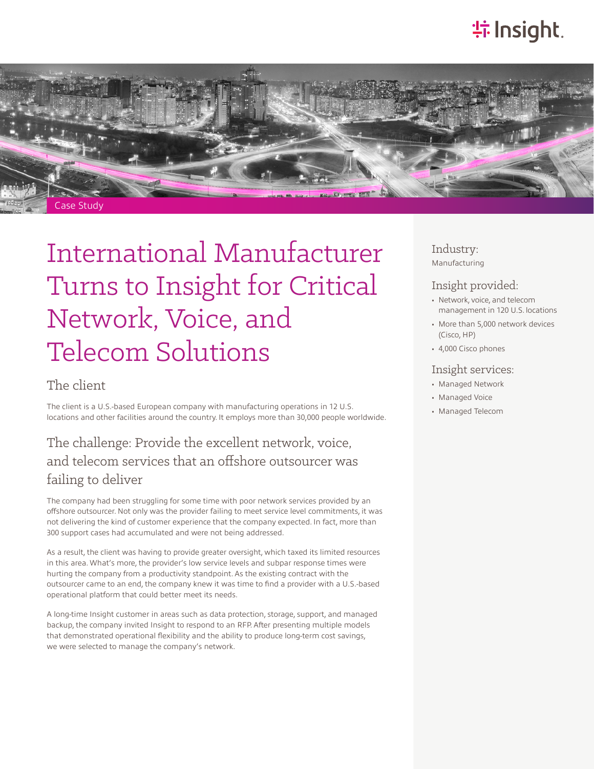Case Study

# International Manufacturer Turns to Insight for Critical Network, Voice, and Telecom Solutions

## The client

The client is a U.S.-based European company with manufacturing operations in 12 U.S. locations and other facilities around the country. It employs more than 30,000 people worldwide.

## The challenge: Provide the excellent network, voice, and telecom services that an offshore outsourcer was failing to deliver

The company had been struggling for some time with poor network services provided by an offshore outsourcer. Not only was the provider failing to meet service level commitments, it was not delivering the kind of customer experience that the company expected. In fact, more than 300 support cases had accumulated and were not being addressed.

As a result, the client was having to provide greater oversight, which taxed its limited resources in this area. What's more, the provider's low service levels and subpar response times were hurting the company from a productivity standpoint. As the existing contract with the outsourcer came to an end, the company knew it was time to find a provider with a U.S.-based operational platform that could better meet its needs.

A long-time Insight customer in areas such as data protection, storage, support, and managed backup, the company invited Insight to respond to an RFP. After presenting multiple models that demonstrated operational flexibility and the ability to produce long-term cost savings, we were selected to manage the company's network.

### Industry:

Manufacturing

### Insight provided:

- Network, voice, and telecom management in 120 U.S. locations
- More than 5,000 network devices (Cisco, HP)
- 4,000 Cisco phones

### Insight services:

- Managed Network
- Managed Voice
- Managed Telecom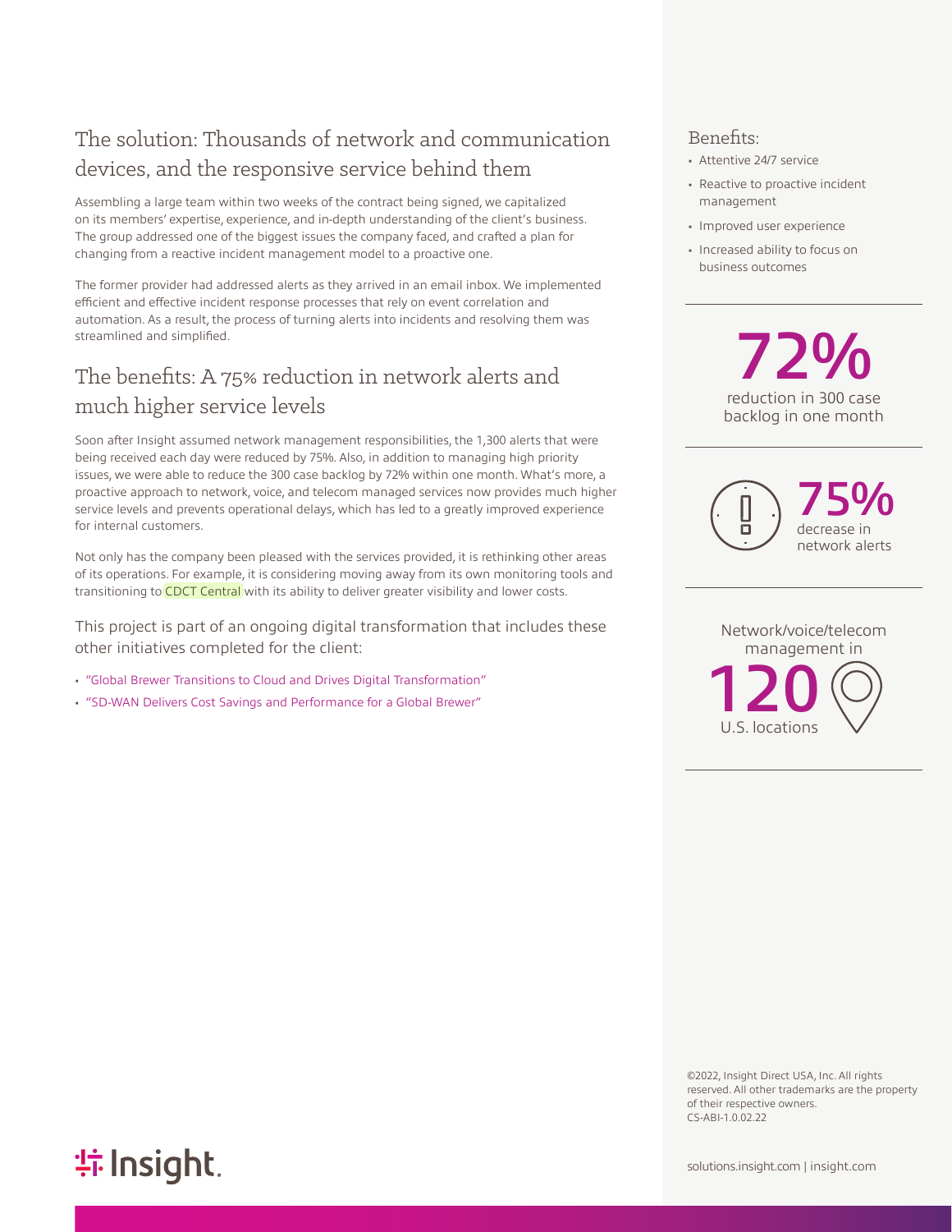## The solution: Thousands of network and communication devices, and the responsive service behind them

Assembling a large team within two weeks of the contract being signed, we capitalized on its members' expertise, experience, and in-depth understanding of the client's business. The group addressed one of the biggest issues the company faced, and crafted a plan for changing from a reactive incident management model to a proactive one.

The former provider had addressed alerts as they arrived in an email inbox. We implemented efficient and effective incident response processes that rely on event correlation and automation. As a result, the process of turning alerts into incidents and resolving them was streamlined and simplified.

## The benefits: A 75% reduction in network alerts and much higher service levels

Soon after Insight assumed network management responsibilities, the 1,300 alerts that were being received each day were reduced by 75%. Also, in addition to managing high priority issues, we were able to reduce the 300 case backlog by 72% within one month. What's more, a proactive approach to network, voice, and telecom managed services now provides much higher service levels and prevents operational delays, which has led to a greatly improved experience for internal customers.

Not only has the company been pleased with the services provided, it is rethinking other areas of its operations. For example, it is considering moving away from its own monitoring tools and transitioning to CDCT Central with its ability to deliver greater visibility and lower costs.

This project is part of an ongoing digital transformation that includes these other initiatives completed for the client:

- "Global Brewer Transitions to Cloud and Drives Digital Transformation"
- "SD-WAN Delivers Cost Savings and Performance for a Global Brewer"

### Benefits:

- Attentive 24/7 service
- Reactive to proactive incident management
- Improved user experience
- Increased ability to focus on business outcomes

**72%**
reduction in 300 case backlog in one month

**75%**
decrease in network alerts

Network/voice/telecom management in
**120**
U.S. locations

©2022, Insight Direct USA, Inc. All rights reserved. All other trademarks are the property of their respective owners.
CS-ABI-1.0.02.22

solutions.insight.com | insight.com